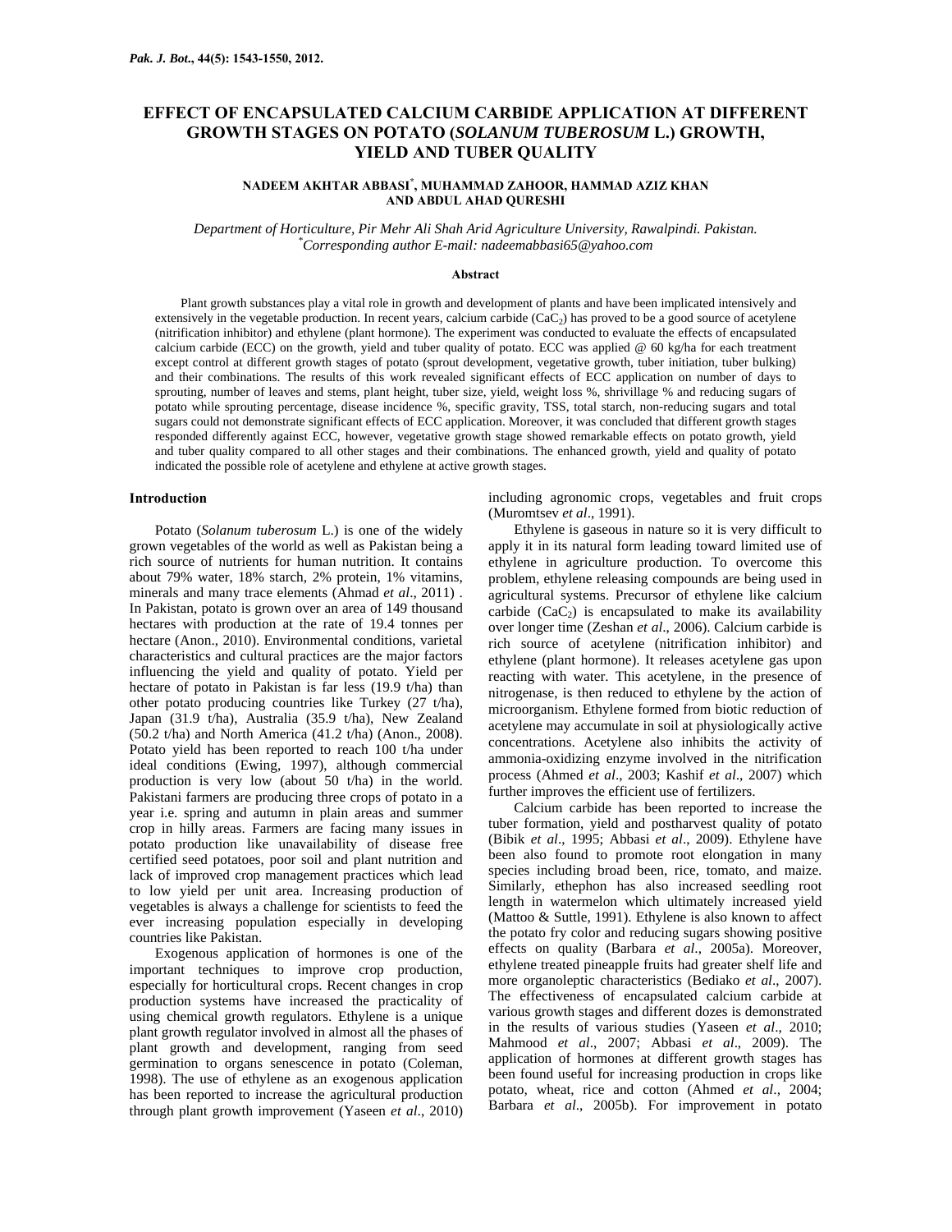# EFFECT OF ENCAPSULATED CALCIUM CARBIDE APPLICATION AT DIFFERENT GROWTH STAGES ON POTATO (*SOLANUM TUBEROSUM* L.) GROWTH, YIELD AND TUBER QUALITY

**NADEEM AKHTAR ABBASI[*], MUHAMMAD ZAHOOR, HAMMAD AZIZ KHAN AND ABDUL AHAD QURESHI**

*Department of Horticulture, Pir Mehr Ali Shah Arid Agriculture University, Rawalpindi. Pakistan.*
*[*]Corresponding author E-mail: nadeemabbasi65@yahoo.com*

## Abstract

Plant growth substances play a vital role in growth and development of plants and have been implicated intensively and extensively in the vegetable production. In recent years, calcium carbide ($CaC_2$) has proved to be a good source of acetylene (nitrification inhibitor) and ethylene (plant hormone). The experiment was conducted to evaluate the effects of encapsulated calcium carbide (ECC) on the growth, yield and tuber quality of potato. ECC was applied @ 60 kg/ha for each treatment except control at different growth stages of potato (sprout development, vegetative growth, tuber initiation, tuber bulking) and their combinations. The results of this work revealed significant effects of ECC application on number of days to sprouting, number of leaves and stems, plant height, tuber size, yield, weight loss %, shrivillage % and reducing sugars of potato while sprouting percentage, disease incidence %, specific gravity, TSS, total starch, non-reducing sugars and total sugars could not demonstrate significant effects of ECC application. Moreover, it was concluded that different growth stages responded differently against ECC, however, vegetative growth stage showed remarkable effects on potato growth, yield and tuber quality compared to all other stages and their combinations. The enhanced growth, yield and quality of potato indicated the possible role of acetylene and ethylene at active growth stages.

## Introduction

Potato (*Solanum tuberosum* L.) is one of the widely grown vegetables of the world as well as Pakistan being a rich source of nutrients for human nutrition. It contains about 79% water, 18% starch, 2% protein, 1% vitamins, minerals and many trace elements (Ahmad *et al*., 2011) . In Pakistan, potato is grown over an area of 149 thousand hectares with production at the rate of 19.4 tonnes per hectare (Anon., 2010). Environmental conditions, varietal characteristics and cultural practices are the major factors influencing the yield and quality of potato. Yield per hectare of potato in Pakistan is far less (19.9 t/ha) than other potato producing countries like Turkey (27 t/ha), Japan (31.9 t/ha), Australia (35.9 t/ha), New Zealand (50.2 t/ha) and North America (41.2 t/ha) (Anon., 2008). Potato yield has been reported to reach 100 t/ha under ideal conditions (Ewing, 1997), although commercial production is very low (about 50 t/ha) in the world. Pakistani farmers are producing three crops of potato in a year i.e. spring and autumn in plain areas and summer crop in hilly areas. Farmers are facing many issues in potato production like unavailability of disease free certified seed potatoes, poor soil and plant nutrition and lack of improved crop management practices which lead to low yield per unit area. Increasing production of vegetables is always a challenge for scientists to feed the ever increasing population especially in developing countries like Pakistan.

Exogenous application of hormones is one of the important techniques to improve crop production, especially for horticultural crops. Recent changes in crop production systems have increased the practicality of using chemical growth regulators. Ethylene is a unique plant growth regulator involved in almost all the phases of plant growth and development, ranging from seed germination to organs senescence in potato (Coleman, 1998). The use of ethylene as an exogenous application has been reported to increase the agricultural production through plant growth improvement (Yaseen *et al*., 2010) including agronomic crops, vegetables and fruit crops (Muromtsev *et al*., 1991).

Ethylene is gaseous in nature so it is very difficult to apply it in its natural form leading toward limited use of ethylene in agriculture production. To overcome this problem, ethylene releasing compounds are being used in agricultural systems. Precursor of ethylene like calcium carbide ($CaC_2$) is encapsulated to make its availability over longer time (Zeshan *et al*., 2006). Calcium carbide is rich source of acetylene (nitrification inhibitor) and ethylene (plant hormone). It releases acetylene gas upon reacting with water. This acetylene, in the presence of nitrogenase, is then reduced to ethylene by the action of microorganism. Ethylene formed from biotic reduction of acetylene may accumulate in soil at physiologically active concentrations. Acetylene also inhibits the activity of ammonia-oxidizing enzyme involved in the nitrification process (Ahmed *et al*., 2003; Kashif *et al*., 2007) which further improves the efficient use of fertilizers.

Calcium carbide has been reported to increase the tuber formation, yield and postharvest quality of potato (Bibik *et al*., 1995; Abbasi *et al*., 2009). Ethylene have been also found to promote root elongation in many species including broad been, rice, tomato, and maize. Similarly, ethephon has also increased seedling root length in watermelon which ultimately increased yield (Mattoo & Suttle, 1991). Ethylene is also known to affect the potato fry color and reducing sugars showing positive effects on quality (Barbara *et al*., 2005a). Moreover, ethylene treated pineapple fruits had greater shelf life and more organoleptic characteristics (Bediako *et al*., 2007). The effectiveness of encapsulated calcium carbide at various growth stages and different dozes is demonstrated in the results of various studies (Yaseen *et al*., 2010; Mahmood *et al*., 2007; Abbasi *et al*., 2009). The application of hormones at different growth stages has been found useful for increasing production in crops like potato, wheat, rice and cotton (Ahmed *et al*., 2004; Barbara *et al*., 2005b). For improvement in potato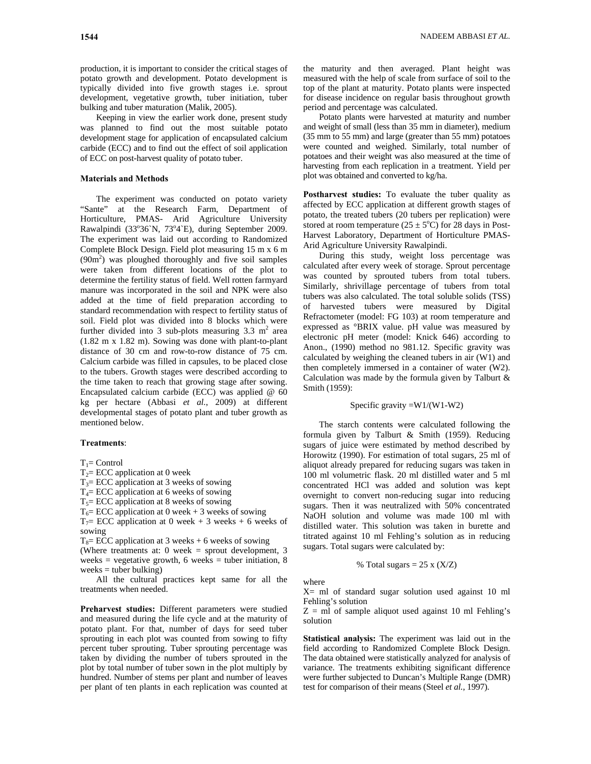production, it is important to consider the critical stages of potato growth and development. Potato development is typically divided into five growth stages i.e. sprout development, vegetative growth, tuber initiation, tuber bulking and tuber maturation (Malik, 2005).

Keeping in view the earlier work done, present study was planned to find out the most suitable potato development stage for application of encapsulated calcium carbide (ECC) and to find out the effect of soil application of ECC on post-harvest quality of potato tuber.

## Materials and Methods

The experiment was conducted on potato variety "Sante" at the Research Farm, Department of Horticulture, PMAS- Arid Agriculture University Rawalpindi (33°36`N, 73°4`E), during September 2009. The experiment was laid out according to Randomized Complete Block Design. Field plot measuring 15 m x 6 m ($90m^2$) was ploughed thoroughly and five soil samples were taken from different locations of the plot to determine the fertility status of field. Well rotten farmyard manure was incorporated in the soil and NPK were also added at the time of field preparation according to standard recommendation with respect to fertility status of soil. Field plot was divided into 8 blocks which were further divided into 3 sub-plots measuring 3.3 $m^2$ area (1.82 m x 1.82 m). Sowing was done with plant-to-plant distance of 30 cm and row-to-row distance of 75 cm. Calcium carbide was filled in capsules, to be placed close to the tubers. Growth stages were described according to the time taken to reach that growing stage after sowing. Encapsulated calcium carbide (ECC) was applied @ 60 kg per hectare (Abbasi *et al.*, 2009) at different developmental stages of potato plant and tuber growth as mentioned below.

**Treatments**:

$T_1$= Control
$T_2$= ECC application at 0 week
$T_3$= ECC application at 3 weeks of sowing
$T_4$= ECC application at 6 weeks of sowing
$T_5$= ECC application at 8 weeks of sowing
$T_6$= ECC application at 0 week + 3 weeks of sowing
$T_7$= ECC application at 0 week + 3 weeks + 6 weeks of sowing
$T_8$= ECC application at 3 weeks + 6 weeks of sowing
(Where treatments at: 0 week = sprout development, 3 weeks = vegetative growth, 6 weeks = tuber initiation, 8 weeks = tuber bulking)

All the cultural practices kept same for all the treatments when needed.

**Preharvest studies:** Different parameters were studied and measured during the life cycle and at the maturity of potato plant. For that, number of days for seed tuber sprouting in each plot was counted from sowing to fifty percent tuber sprouting. Tuber sprouting percentage was taken by dividing the number of tubers sprouted in the plot by total number of tuber sown in the plot multiply by hundred. Number of stems per plant and number of leaves per plant of ten plants in each replication was counted at the maturity and then averaged. Plant height was measured with the help of scale from surface of soil to the top of the plant at maturity. Potato plants were inspected for disease incidence on regular basis throughout growth period and percentage was calculated.

Potato plants were harvested at maturity and number and weight of small (less than 35 mm in diameter), medium (35 mm to 55 mm) and large (greater than 55 mm) potatoes were counted and weighed. Similarly, total number of potatoes and their weight was also measured at the time of harvesting from each replication in a treatment. Yield per plot was obtained and converted to kg/ha.

**Postharvest studies:** To evaluate the tuber quality as affected by ECC application at different growth stages of potato, the treated tubers (20 tubers per replication) were stored at room temperature (25 ± 5°C) for 28 days in Post-Harvest Laboratory, Department of Horticulture PMAS-Arid Agriculture University Rawalpindi.

During this study, weight loss percentage was calculated after every week of storage. Sprout percentage was counted by sprouted tubers from total tubers. Similarly, shrivillage percentage of tubers from total tubers was also calculated. The total soluble solids (TSS) of harvested tubers were measured by Digital Refractometer (model: FG 103) at room temperature and expressed as °BRIX value. pH value was measured by electronic pH meter (model: Knick 646) according to Anon., (1990) method no 981.12. Specific gravity was calculated by weighing the cleaned tubers in air (W1) and then completely immersed in a container of water (W2). Calculation was made by the formula given by Talburt & Smith (1959):

$$\text{Specific gravity} = W1/(W1-W2)$$

The starch contents were calculated following the formula given by Talburt & Smith (1959). Reducing sugars of juice were estimated by method described by Horowitz (1990). For estimation of total sugars, 25 ml of aliquot already prepared for reducing sugars was taken in 100 ml volumetric flask. 20 ml distilled water and 5 ml concentrated HCl was added and solution was kept overnight to convert non-reducing sugar into reducing sugars. Then it was neutralized with 50% concentrated NaOH solution and volume was made 100 ml with distilled water. This solution was taken in burette and titrated against 10 ml Fehling's solution as in reducing sugars. Total sugars were calculated by:

$$\% \text{ Total sugars} = 25 \times (X/Z)$$

where
X= ml of standard sugar solution used against 10 ml Fehling's solution
Z = ml of sample aliquot used against 10 ml Fehling's solution

**Statistical analysis:** The experiment was laid out in the field according to Randomized Complete Block Design. The data obtained were statistically analyzed for analysis of variance. The treatments exhibiting significant difference were further subjected to Duncan's Multiple Range (DMR) test for comparison of their means (Steel *et al.*, 1997).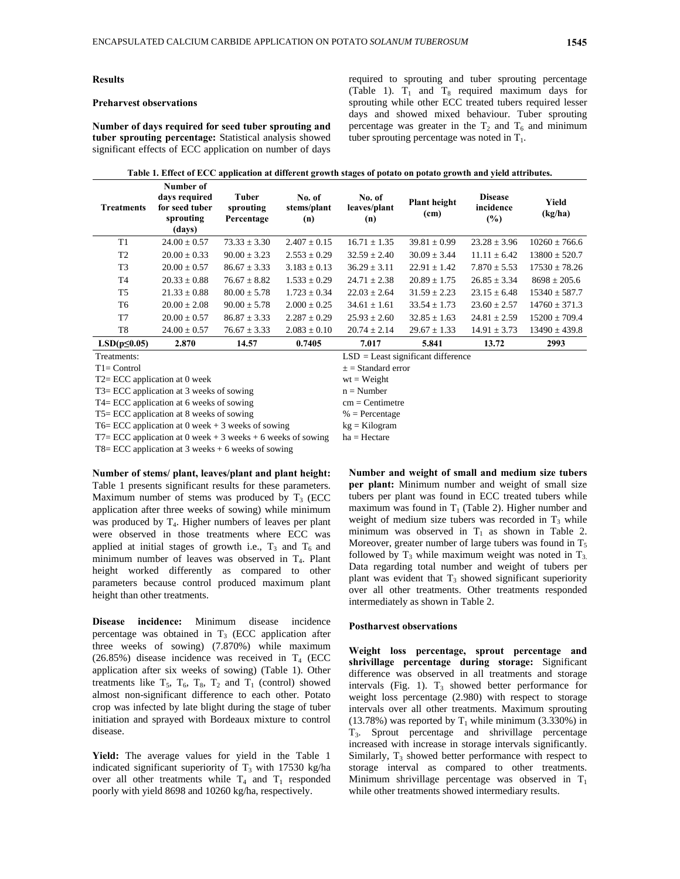## Results

### Preharvest observations

**Number of days required for seed tuber sprouting and tuber sprouting percentage:** Statistical analysis showed significant effects of ECC application on number of days required to sprouting and tuber sprouting percentage (Table 1). $T_1$ and $T_8$ required maximum days for sprouting while other ECC treated tubers required lesser days and showed mixed behaviour. Tuber sprouting percentage was greater in the $T_2$ and $T_6$ and minimum tuber sprouting percentage was noted in $T_1$.

**Table 1. Effect of ECC application at different growth stages of potato on potato growth and yield attributes.**

| Treatments | Number of days required for seed tuber sprouting (days) | Tuber sprouting Percentage | No. of stems/plant (n) | No. of leaves/plant (n) | Plant height (cm) | Disease incidence (%) | Yield (kg/ha) |
|---|---|---|---|---|---|---|---|
| T1 | 24.00 ± 0.57 | 73.33 ± 3.30 | 2.407 ± 0.15 | 16.71 ± 1.35 | 39.81 ± 0.99 | 23.28 ± 3.96 | 10260 ± 766.6 |
| T2 | 20.00 ± 0.33 | 90.00 ± 3.23 | 2.553 ± 0.29 | 32.59 ± 2.40 | 30.09 ± 3.44 | 11.11 ± 6.42 | 13800 ± 520.7 |
| T3 | 20.00 ± 0.57 | 86.67 ± 3.33 | 3.183 ± 0.13 | 36.29 ± 3.11 | 22.91 ± 1.42 | 7.870 ± 5.53 | 17530 ± 78.26 |
| T4 | 20.33 ± 0.88 | 76.67 ± 8.82 | 1.533 ± 0.29 | 24.71 ± 2.38 | 20.89 ± 1.75 | 26.85 ± 3.34 | 8698 ± 205.6 |
| T5 | 21.33 ± 0.88 | 80.00 ± 5.78 | 1.723 ± 0.34 | 22.03 ± 2.64 | 31.59 ± 2.23 | 23.15 ± 6.48 | 15340 ± 587.7 |
| T6 | 20.00 ± 2.08 | 90.00 ± 5.78 | 2.000 ± 0.25 | 34.61 ± 1.61 | 33.54 ± 1.73 | 23.60 ± 2.57 | 14760 ± 371.3 |
| T7 | 20.00 ± 0.57 | 86.87 ± 3.33 | 2.287 ± 0.29 | 25.93 ± 2.60 | 32.85 ± 1.63 | 24.81 ± 2.59 | 15200 ± 709.4 |
| T8 | 24.00 ± 0.57 | 76.67 ± 3.33 | 2.083 ± 0.10 | 20.74 ± 2.14 | 29.67 ± 1.33 | 14.91 ± 3.73 | 13490 ± 439.8 |
| **LSD(p≤0.05)** | **2.870** | **14.57** | **0.7405** | **7.017** | **5.841** | **13.72** | **2993** |

Treatments:
T1= Control
T2= ECC application at 0 week
T3= ECC application at 3 weeks of sowing
T4= ECC application at 6 weeks of sowing
T5= ECC application at 8 weeks of sowing
T6= ECC application at 0 week + 3 weeks of sowing
T7= ECC application at 0 week + 3 weeks + 6 weeks of sowing
T8= ECC application at 3 weeks + 6 weeks of sowing

LSD = Least significant difference
± = Standard error
wt = Weight
n = Number
cm = Centimetre
% = Percentage
kg = Kilogram
ha = Hectare

**Number of stems/ plant, leaves/plant and plant height:** Table 1 presents significant results for these parameters. Maximum number of stems was produced by $T_3$ (ECC application after three weeks of sowing) while minimum was produced by $T_4$. Higher numbers of leaves per plant were observed in those treatments where ECC was applied at initial stages of growth i.e., $T_3$ and $T_6$ and minimum number of leaves was observed in $T_4$. Plant height worked differently as compared to other parameters because control produced maximum plant height than other treatments.

**Disease incidence:** Minimum disease incidence percentage was obtained in $T_3$ (ECC application after three weeks of sowing) (7.870%) while maximum (26.85%) disease incidence was received in $T_4$ (ECC application after six weeks of sowing) (Table 1). Other treatments like $T_5$, $T_6$, $T_8$, $T_2$ and $T_1$ (control) showed almost non-significant difference to each other. Potato crop was infected by late blight during the stage of tuber initiation and sprayed with Bordeaux mixture to control disease.

**Yield:** The average values for yield in the Table 1 indicated significant superiority of $T_3$ with 17530 kg/ha over all other treatments while $T_4$ and $T_1$ responded poorly with yield 8698 and 10260 kg/ha, respectively.

**Number and weight of small and medium size tubers per plant:** Minimum number and weight of small size tubers per plant was found in ECC treated tubers while maximum was found in $T_1$ (Table 2). Higher number and weight of medium size tubers was recorded in $T_3$ while minimum was observed in $T_1$ as shown in Table 2. Moreover, greater number of large tubers was found in $T_5$ followed by $T_3$ while maximum weight was noted in $T_3$. Data regarding total number and weight of tubers per plant was evident that $T_3$ showed significant superiority over all other treatments. Other treatments responded intermediately as shown in Table 2.

### Postharvest observations

**Weight loss percentage, sprout percentage and shrivillage percentage during storage:** Significant difference was observed in all treatments and storage intervals (Fig. 1). $T_3$ showed better performance for weight loss percentage (2.980) with respect to storage intervals over all other treatments. Maximum sprouting (13.78%) was reported by $T_1$ while minimum (3.330%) in $T_3$. Sprout percentage and shrivillage percentage increased with increase in storage intervals significantly. Similarly, $T_3$ showed better performance with respect to storage interval as compared to other treatments. Minimum shrivillage percentage was observed in $T_1$ while other treatments showed intermediary results.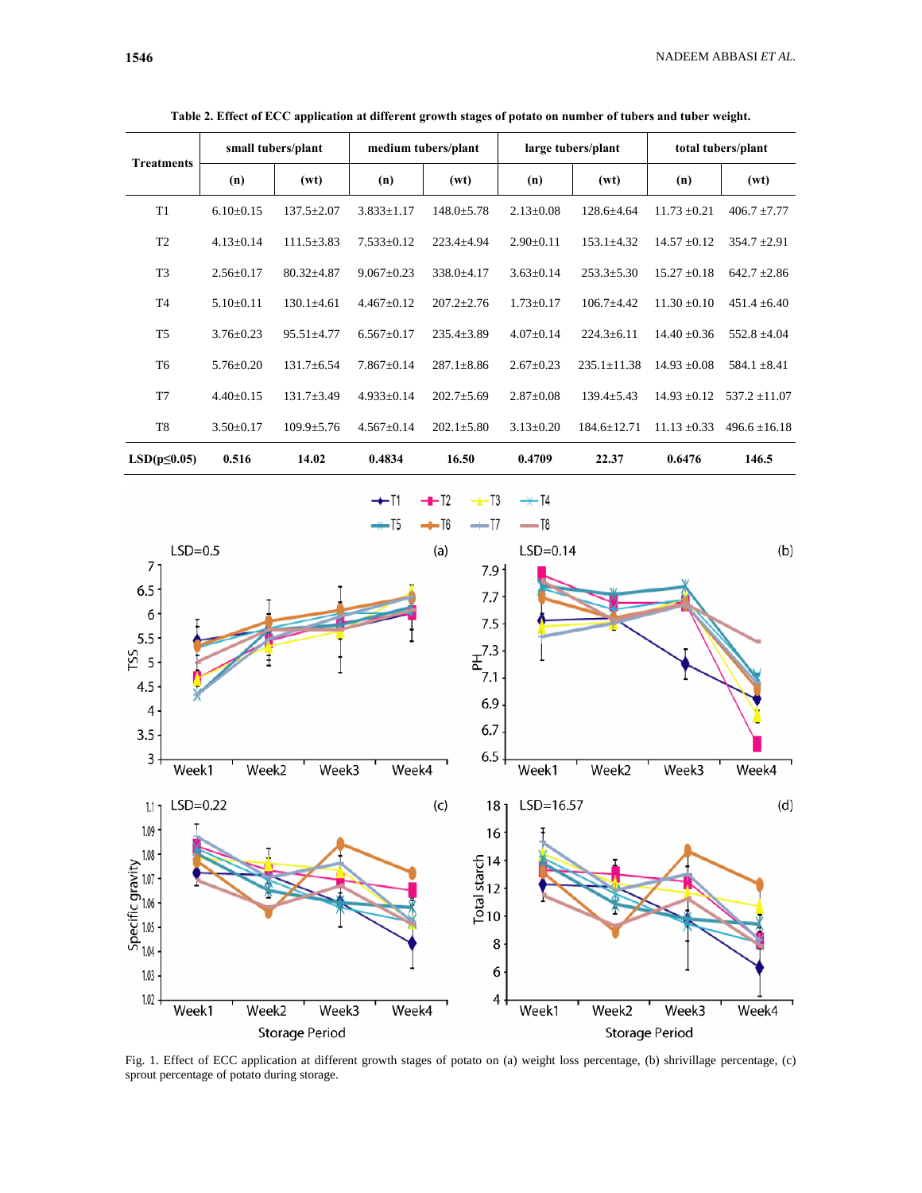**Table 2. Effect of ECC application at different growth stages of potato on number of tubers and tuber weight.**

| Treatments | small tubers/plant | | medium tubers/plant | | large tubers/plant | | total tubers/plant | |
|---|---|---|---|---|---|---|---|---|
| | (n) | (wt) | (n) | (wt) | (n) | (wt) | (n) | (wt) |
| T1 | 6.10±0.15 | 137.5±2.07 | 3.833±1.17 | 148.0±5.78 | 2.13±0.08 | 128.6±4.64 | 11.73 ±0.21 | 406.7 ±7.77 |
| T2 | 4.13±0.14 | 111.5±3.83 | 7.533±0.12 | 223.4±4.94 | 2.90±0.11 | 153.1±4.32 | 14.57 ±0.12 | 354.7 ±2.91 |
| T3 | 2.56±0.17 | 80.32±4.87 | 9.067±0.23 | 338.0±4.17 | 3.63±0.14 | 253.3±5.30 | 15.27 ±0.18 | 642.7 ±2.86 |
| T4 | 5.10±0.11 | 130.1±4.61 | 4.467±0.12 | 207.2±2.76 | 1.73±0.17 | 106.7±4.42 | 11.30 ±0.10 | 451.4 ±6.40 |
| T5 | 3.76±0.23 | 95.51±4.77 | 6.567±0.17 | 235.4±3.89 | 4.07±0.14 | 224.3±6.11 | 14.40 ±0.36 | 552.8 ±4.04 |
| T6 | 5.76±0.20 | 131.7±6.54 | 7.867±0.14 | 287.1±8.86 | 2.67±0.23 | 235.1±11.38 | 14.93 ±0.08 | 584.1 ±8.41 |
| T7 | 4.40±0.15 | 131.7±3.49 | 4.933±0.14 | 202.7±5.69 | 2.87±0.08 | 139.4±5.43 | 14.93 ±0.12 | 537.2 ±11.07 |
| T8 | 3.50±0.17 | 109.9±5.76 | 4.567±0.14 | 202.1±5.80 | 3.13±0.20 | 184.6±12.71 | 11.13 ±0.33 | 496.6 ±16.18 |
| **LSD($p \leq 0.05$)** | **0.516** | **14.02** | **0.4834** | **16.50** | **0.4709** | **22.37** | **0.6476** | **146.5** |

Fig. 1. Effect of ECC application at different growth stages of potato on (a) weight loss percentage, (b) shrivillage percentage, (c) sprout percentage of potato during storage.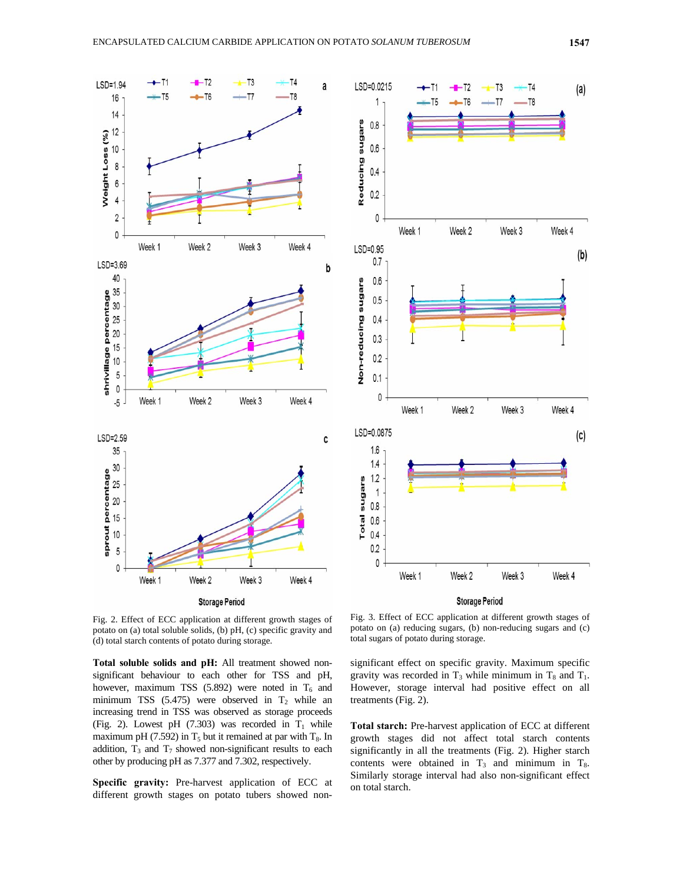Fig. 2. Effect of ECC application at different growth stages of potato on (a) total soluble solids, (b) pH, (c) specific gravity and (d) total starch contents of potato during storage.

Fig. 3. Effect of ECC application at different growth stages of potato on (a) reducing sugars, (b) non-reducing sugars and (c) total sugars of potato during storage.

**Total soluble solids and pH:** All treatment showed non-significant behaviour to each other for TSS and pH, however, maximum TSS (5.892) were noted in $T_6$ and minimum TSS (5.475) were observed in $T_2$ while an increasing trend in TSS was observed as storage proceeds (Fig. 2). Lowest pH (7.303) was recorded in $T_1$ while maximum pH (7.592) in $T_5$ but it remained at par with $T_8$. In addition, $T_3$ and $T_7$ showed non-significant results to each other by producing pH as 7.377 and 7.302, respectively.

**Specific gravity:** Pre-harvest application of ECC at different growth stages on potato tubers showed non-significant effect on specific gravity. Maximum specific gravity was recorded in $T_3$ while minimum in $T_8$ and $T_1$. However, storage interval had positive effect on all treatments (Fig. 2).

**Total starch:** Pre-harvest application of ECC at different growth stages did not affect total starch contents significantly in all the treatments (Fig. 2). Higher starch contents were obtained in $T_3$ and minimum in $T_8$. Similarly storage interval had also non-significant effect on total starch.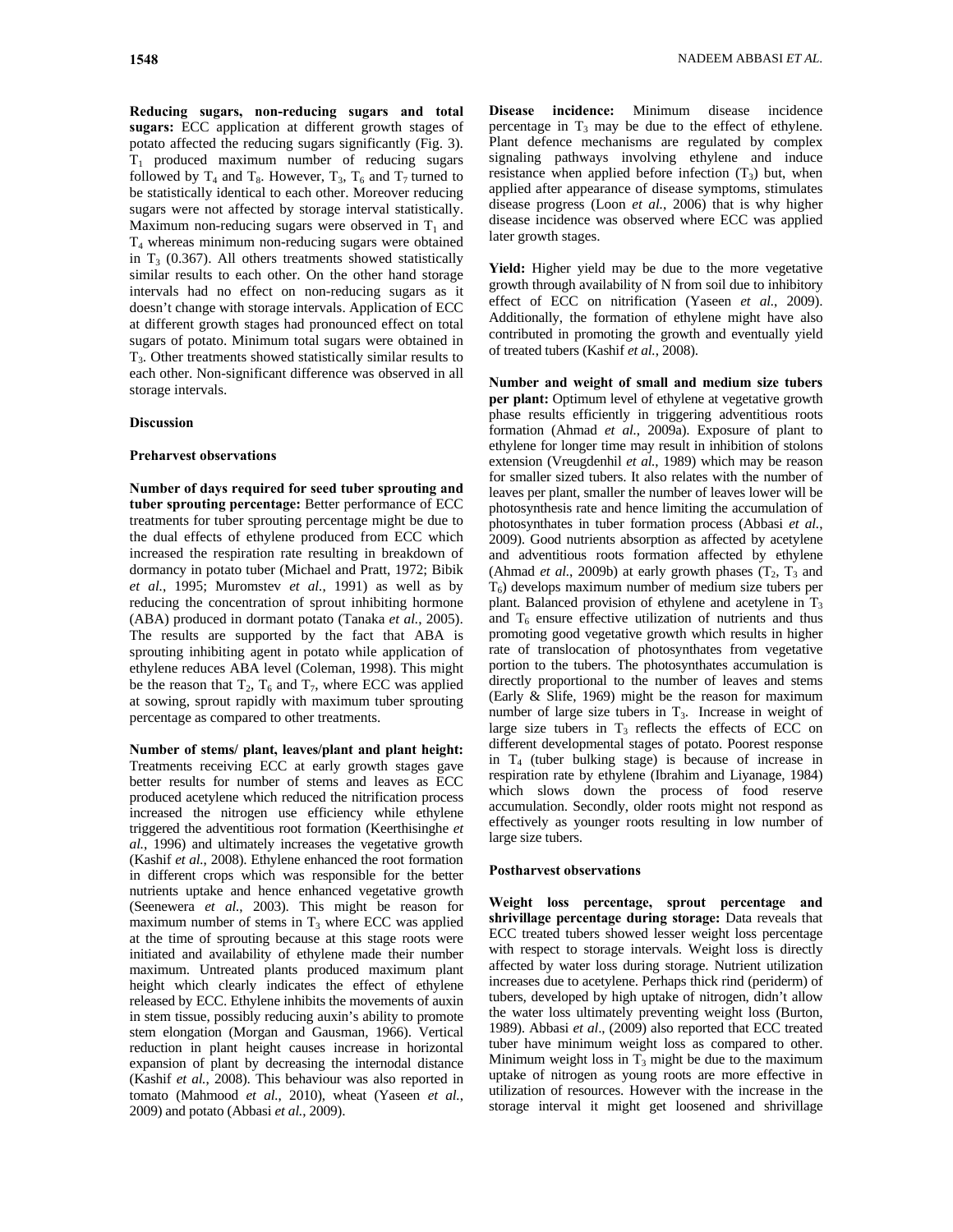**Reducing sugars, non-reducing sugars and total sugars:** ECC application at different growth stages of potato affected the reducing sugars significantly (Fig. 3). $T_1$ produced maximum number of reducing sugars followed by $T_4$ and $T_8$. However, $T_3$, $T_6$ and $T_7$ turned to be statistically identical to each other. Moreover reducing sugars were not affected by storage interval statistically. Maximum non-reducing sugars were observed in $T_1$ and $T_4$ whereas minimum non-reducing sugars were obtained in $T_3$ (0.367). All others treatments showed statistically similar results to each other. On the other hand storage intervals had no effect on non-reducing sugars as it doesn't change with storage intervals. Application of ECC at different growth stages had pronounced effect on total sugars of potato. Minimum total sugars were obtained in $T_3$. Other treatments showed statistically similar results to each other. Non-significant difference was observed in all storage intervals.

## Discussion

### Preharvest observations

**Number of days required for seed tuber sprouting and tuber sprouting percentage:** Better performance of ECC treatments for tuber sprouting percentage might be due to the dual effects of ethylene produced from ECC which increased the respiration rate resulting in breakdown of dormancy in potato tuber (Michael and Pratt, 1972; Bibik *et al.*, 1995; Muromstev *et al.*, 1991) as well as by reducing the concentration of sprout inhibiting hormone (ABA) produced in dormant potato (Tanaka *et al.*, 2005). The results are supported by the fact that ABA is sprouting inhibiting agent in potato while application of ethylene reduces ABA level (Coleman, 1998). This might be the reason that $T_2$, $T_6$ and $T_7$, where ECC was applied at sowing, sprout rapidly with maximum tuber sprouting percentage as compared to other treatments.

**Number of stems/ plant, leaves/plant and plant height:** Treatments receiving ECC at early growth stages gave better results for number of stems and leaves as ECC produced acetylene which reduced the nitrification process increased the nitrogen use efficiency while ethylene triggered the adventitious root formation (Keerthisinghe *et al.*, 1996) and ultimately increases the vegetative growth (Kashif *et al.*, 2008). Ethylene enhanced the root formation in different crops which was responsible for the better nutrients uptake and hence enhanced vegetative growth (Seenewera *et al.*, 2003). This might be reason for maximum number of stems in $T_3$ where ECC was applied at the time of sprouting because at this stage roots were initiated and availability of ethylene made their number maximum. Untreated plants produced maximum plant height which clearly indicates the effect of ethylene released by ECC. Ethylene inhibits the movements of auxin in stem tissue, possibly reducing auxin's ability to promote stem elongation (Morgan and Gausman, 1966). Vertical reduction in plant height causes increase in horizontal expansion of plant by decreasing the internodal distance (Kashif *et al.*, 2008). This behaviour was also reported in tomato (Mahmood *et al.*, 2010), wheat (Yaseen *et al.*, 2009) and potato (Abbasi *et al.*, 2009).

**Disease incidence:** Minimum disease incidence percentage in $T_3$ may be due to the effect of ethylene. Plant defence mechanisms are regulated by complex signaling pathways involving ethylene and induce resistance when applied before infection ($T_3$) but, when applied after appearance of disease symptoms, stimulates disease progress (Loon *et al.*, 2006) that is why higher disease incidence was observed where ECC was applied later growth stages.

**Yield:** Higher yield may be due to the more vegetative growth through availability of N from soil due to inhibitory effect of ECC on nitrification (Yaseen *et al.*, 2009). Additionally, the formation of ethylene might have also contributed in promoting the growth and eventually yield of treated tubers (Kashif *et al.*, 2008).

**Number and weight of small and medium size tubers per plant:** Optimum level of ethylene at vegetative growth phase results efficiently in triggering adventitious roots formation (Ahmad *et al.*, 2009a). Exposure of plant to ethylene for longer time may result in inhibition of stolons extension (Vreugdenhil *et al.*, 1989) which may be reason for smaller sized tubers. It also relates with the number of leaves per plant, smaller the number of leaves lower will be photosynthesis rate and hence limiting the accumulation of photosynthates in tuber formation process (Abbasi *et al.*, 2009). Good nutrients absorption as affected by acetylene and adventitious roots formation affected by ethylene (Ahmad *et al.*, 2009b) at early growth phases ($T_2$, $T_3$ and $T_6$) develops maximum number of medium size tubers per plant. Balanced provision of ethylene and acetylene in $T_3$ and $T_6$ ensure effective utilization of nutrients and thus promoting good vegetative growth which results in higher rate of translocation of photosynthates from vegetative portion to the tubers. The photosynthates accumulation is directly proportional to the number of leaves and stems (Early & Slife, 1969) might be the reason for maximum number of large size tubers in $T_3$. Increase in weight of large size tubers in $T_3$ reflects the effects of ECC on different developmental stages of potato. Poorest response in $T_4$ (tuber bulking stage) is because of increase in respiration rate by ethylene (Ibrahim and Liyanage, 1984) which slows down the process of food reserve accumulation. Secondly, older roots might not respond as effectively as younger roots resulting in low number of large size tubers.

### Postharvest observations

**Weight loss percentage, sprout percentage and shrivillage percentage during storage:** Data reveals that ECC treated tubers showed lesser weight loss percentage with respect to storage intervals. Weight loss is directly affected by water loss during storage. Nutrient utilization increases due to acetylene. Perhaps thick rind (periderm) of tubers, developed by high uptake of nitrogen, didn't allow the water loss ultimately preventing weight loss (Burton, 1989). Abbasi *et al*., (2009) also reported that ECC treated tuber have minimum weight loss as compared to other. Minimum weight loss in $T_3$ might be due to the maximum uptake of nitrogen as young roots are more effective in utilization of resources. However with the increase in the storage interval it might get loosened and shrivillage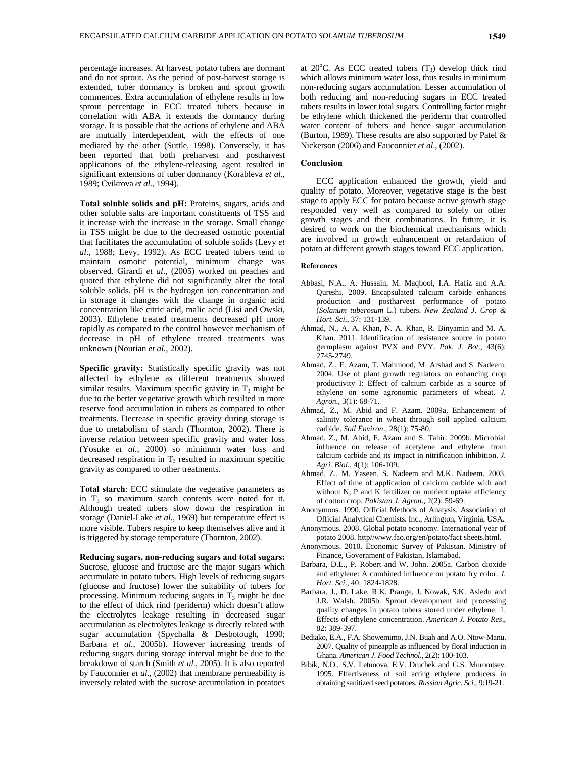percentage increases. At harvest, potato tubers are dormant and do not sprout. As the period of post-harvest storage is extended, tuber dormancy is broken and sprout growth commences. Extra accumulation of ethylene results in low sprout percentage in ECC treated tubers because in correlation with ABA it extends the dormancy during storage. It is possible that the actions of ethylene and ABA are mutually interdependent, with the effects of one mediated by the other (Suttle, 1998). Conversely, it has been reported that both preharvest and postharvest applications of the ethylene-releasing agent resulted in significant extensions of tuber dormancy (Korableva *et al.*, 1989; Cvikrova *et al.*, 1994).

**Total soluble solids and pH:** Proteins, sugars, acids and other soluble salts are important constituents of TSS and it increase with the increase in the storage. Small change in TSS might be due to the decreased osmotic potential that facilitates the accumulation of soluble solids (Levy *et al.*, 1988; Levy, 1992). As ECC treated tubers tend to maintain osmotic potential, minimum change was observed. Girardi *et al*., (2005) worked on peaches and quoted that ethylene did not significantly alter the total soluble solids. pH is the hydrogen ion concentration and in storage it changes with the change in organic acid concentration like citric acid, malic acid (Lisi and Owski, 2003). Ethylene treated treatments decreased pH more rapidly as compared to the control however mechanism of decrease in pH of ethylene treated treatments was unknown (Nourian *et al.*, 2002).

**Specific gravity:** Statistically specific gravity was not affected by ethylene as different treatments showed similar results. Maximum specific gravity in $T_3$ might be due to the better vegetative growth which resulted in more reserve food accumulation in tubers as compared to other treatments. Decrease in specific gravity during storage is due to metabolism of starch (Thornton, 2002). There is inverse relation between specific gravity and water loss (Yosuke *et al.*, 2000) so minimum water loss and decreased respiration in $T_3$ resulted in maximum specific gravity as compared to other treatments.

**Total starch**: ECC stimulate the vegetative parameters as in $T_3$ so maximum starch contents were noted for it. Although treated tubers slow down the respiration in storage (Daniel-Lake *et al.*, 1969) but temperature effect is more visible. Tubers respire to keep themselves alive and it is triggered by storage temperature (Thornton, 2002).

**Reducing sugars, non-reducing sugars and total sugars:** Sucrose, glucose and fructose are the major sugars which accumulate in potato tubers. High levels of reducing sugars (glucose and fructose) lower the suitability of tubers for processing. Minimum reducing sugars in $T_3$ might be due to the effect of thick rind (periderm) which doesn't allow the electrolytes leakage resulting in decreased sugar accumulation as electrolytes leakage is directly related with sugar accumulation (Spychalla & Desbotough, 1990; Barbara *et al.*, 2005b). However increasing trends of reducing sugars during storage interval might be due to the breakdown of starch (Smith *et al.*, 2005). It is also reported by Fauconnier *et al*., (2002) that membrane permeability is inversely related with the sucrose accumulation in potatoes at 20°C. As ECC treated tubers ($T_3$) develop thick rind which allows minimum water loss, thus results in minimum non-reducing sugars accumulation. Lesser accumulation of both reducing and non-reducing sugars in ECC treated tubers results in lower total sugars. Controlling factor might be ethylene which thickened the periderm that controlled water content of tubers and hence sugar accumulation (Burton, 1989). These results are also supported by Patel & Nickerson (2006) and Fauconnier *et al*., (2002).

## Conclusion

ECC application enhanced the growth, yield and quality of potato. Moreover, vegetative stage is the best stage to apply ECC for potato because active growth stage responded very well as compared to solely on other growth stages and their combinations. In future, it is desired to work on the biochemical mechanisms which are involved in growth enhancement or retardation of potato at different growth stages toward ECC application.

## References

- Abbasi, N.A., A. Hussain, M. Maqbool, I.A. Hafiz and A.A. Qureshi. 2009. Encapsulated calcium carbide enhances production and postharvest performance of potato (*Solanum tuberosum* L.) tubers. *New Zealand J. Crop & Hort. Sci*., 37: 131-139.
- Ahmad, N., A. A. Khan, N. A. Khan, R. Binyamin and M. A. Khan. 2011. Identification of resistance source in potato germplasm against PVX and PVY. *Pak. J. Bot*., 43(6): 2745-2749.
- Ahmad, Z., F. Azam, T. Mahmood, M. Arshad and S. Nadeem. 2004. Use of plant growth regulators on enhancing crop productivity I: Effect of calcium carbide as a source of ethylene on some agronomic parameters of wheat. *J. Agron*., 3(1): 68-71.
- Ahmad, Z., M. Abid and F. Azam. 2009a. Enhancement of salinity tolerance in wheat through soil applied calcium carbide. *Soil Environ*., 28(1): 75-80.
- Ahmad, Z., M. Abid, F. Azam and S. Tahir. 2009b. Microbial influence on release of acetylene and ethylene from calcium carbide and its impact in nitrification inhibition. *J. Agri. Biol*., 4(1): 106-109.
- Ahmad, Z., M. Yaseen, S. Nadeem and M.K. Nadeem. 2003. Effect of time of application of calcium carbide with and without N, P and K fertilizer on nutrient uptake efficiency of cotton crop. *Pakistan J. Agron*., 2(2): 59-69.
- Anonymous. 1990. Official Methods of Analysis. Association of Official Analytical Chemists. Inc., Arlington, Virginia, USA.
- Anonymous. 2008. Global potato economy. International year of potato 2008. http//www.fao.org/en/potato/fact sheets.html.
- Anonymous. 2010. Economic Survey of Pakistan. Ministry of Finance, Government of Pakistan, Islamabad.
- Barbara, D.L., P. Robert and W. John. 2005a. Carbon dioxide and ethylene: A combined influence on potato fry color. *J. Hort. Sci*., 40: 1824-1828.
- Barbara, J., D. Lake, R.K. Prange, J. Nowak, S.K. Asiedu and J.R. Walsh. 2005b. Sprout development and processing quality changes in potato tubers stored under ethylene: 1. Effects of ethylene concentration. *American J. Potato Res*., 82: 389-397.
- Bediako, E.A., F.A. Showemimo, J.N. Buah and A.O. Ntow-Manu. 2007. Quality of pineapple as influenced by floral induction in Ghana. *American J. Food Technol.*, 2(2): 100-103.
- Bibik, N.D., S.V. Letunova, E.V. Druchek and G.S. Muromtsev. 1995. Effectiveness of soil acting ethylene producers in obtaining sanitized seed potatoes. *Russian Agric. Sci*., 9:19-21.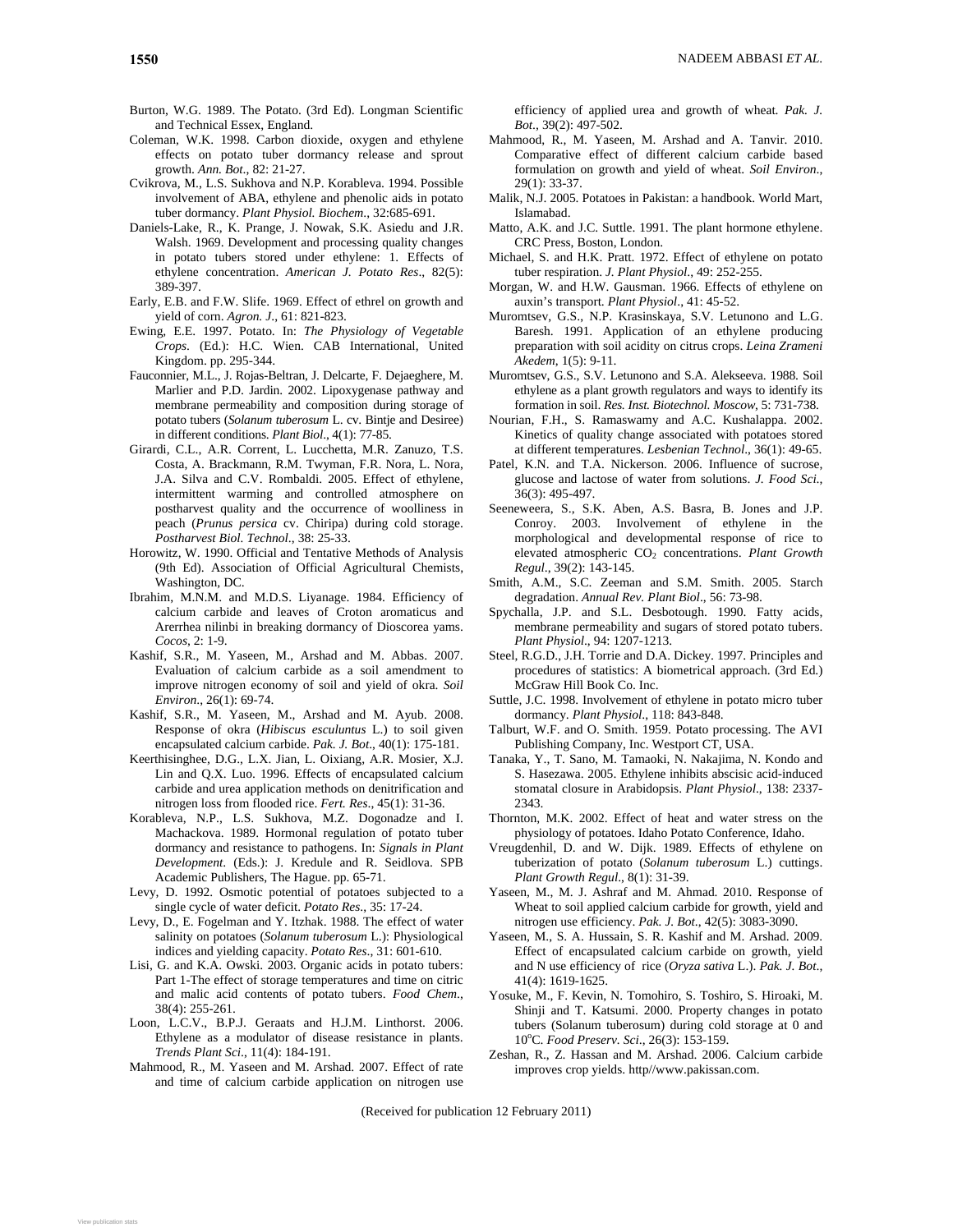Burton, W.G. 1989. The Potato. (3rd Ed). Longman Scientific and Technical Essex, England.

Coleman, W.K. 1998. Carbon dioxide, oxygen and ethylene effects on potato tuber dormancy release and sprout growth. *Ann. Bot*., 82: 21-27.

Cvikrova, M., L.S. Sukhova and N.P. Korableva. 1994. Possible involvement of ABA, ethylene and phenolic aids in potato tuber dormancy. *Plant Physiol. Biochem*., 32:685-691.

Daniels-Lake, R., K. Prange, J. Nowak, S.K. Asiedu and J.R. Walsh. 1969. Development and processing quality changes in potato tubers stored under ethylene: 1. Effects of ethylene concentration. *American J. Potato Res*., 82(5): 389-397.

Early, E.B. and F.W. Slife. 1969. Effect of ethrel on growth and yield of corn. *Agron. J*., 61: 821-823.

Ewing, E.E. 1997. Potato. In: *The Physiology of Vegetable Crops*. (Ed.): H.C. Wien. CAB International, United Kingdom. pp. 295-344.

Fauconnier, M.L., J. Rojas-Beltran, J. Delcarte, F. Dejaeghere, M. Marlier and P.D. Jardin. 2002. Lipoxygenase pathway and membrane permeability and composition during storage of potato tubers (*Solanum tuberosum* L. cv. Bintje and Desiree) in different conditions. *Plant Biol*., 4(1): 77-85.

Girardi, C.L., A.R. Corrent, L. Lucchetta, M.R. Zanuzo, T.S. Costa, A. Brackmann, R.M. Twyman, F.R. Nora, L. Nora, J.A. Silva and C.V. Rombaldi. 2005. Effect of ethylene, intermittent warming and controlled atmosphere on postharvest quality and the occurrence of woolliness in peach (*Prunus persica* cv. Chiripa) during cold storage. *Postharvest Biol. Technol*., 38: 25-33.

Horowitz, W. 1990. Official and Tentative Methods of Analysis (9th Ed). Association of Official Agricultural Chemists, Washington, DC.

Ibrahim, M.N.M. and M.D.S. Liyanage. 1984. Efficiency of calcium carbide and leaves of Croton aromaticus and Arerrhea nilinbi in breaking dormancy of Dioscorea yams. *Cocos*, 2: 1-9.

Kashif, S.R., M. Yaseen, M., Arshad and M. Abbas. 2007. Evaluation of calcium carbide as a soil amendment to improve nitrogen economy of soil and yield of okra. *Soil Environ*., 26(1): 69-74.

Kashif, S.R., M. Yaseen, M., Arshad and M. Ayub. 2008. Response of okra (*Hibiscus esculuntus* L.) to soil given encapsulated calcium carbide. *Pak. J. Bot*., 40(1): 175-181.

Keerthisinghee, D.G., L.X. Jian, L. Oixiang, A.R. Mosier, X.J. Lin and Q.X. Luo. 1996. Effects of encapsulated calcium carbide and urea application methods on denitrification and nitrogen loss from flooded rice. *Fert. Res*., 45(1): 31-36.

Korableva, N.P., L.S. Sukhova, M.Z. Dogonadze and I. Machackova. 1989. Hormonal regulation of potato tuber dormancy and resistance to pathogens. In: *Signals in Plant Development*. (Eds.): J. Kredule and R. Seidlova. SPB Academic Publishers, The Hague. pp. 65-71.

Levy, D. 1992. Osmotic potential of potatoes subjected to a single cycle of water deficit. *Potato Res*., 35: 17-24.

Levy, D., E. Fogelman and Y. Itzhak. 1988. The effect of water salinity on potatoes (*Solanum tuberosum* L.): Physiological indices and yielding capacity. *Potato Res*., 31: 601-610.

Lisi, G. and K.A. Owski. 2003. Organic acids in potato tubers: Part 1-The effect of storage temperatures and time on citric and malic acid contents of potato tubers. *Food Chem*., 38(4): 255-261.

Loon, L.C.V., B.P.J. Geraats and H.J.M. Linthorst. 2006. Ethylene as a modulator of disease resistance in plants. *Trends Plant Sci*., 11(4): 184-191.

Mahmood, R., M. Yaseen and M. Arshad. 2007. Effect of rate and time of calcium carbide application on nitrogen use efficiency of applied urea and growth of wheat. *Pak. J. Bot*., 39(2): 497-502.

Mahmood, R., M. Yaseen, M. Arshad and A. Tanvir. 2010. Comparative effect of different calcium carbide based formulation on growth and yield of wheat. *Soil Environ*., 29(1): 33-37.

Malik, N.J. 2005. Potatoes in Pakistan: a handbook. World Mart, Islamabad.

Matto, A.K. and J.C. Suttle. 1991. The plant hormone ethylene. CRC Press, Boston, London.

Michael, S. and H.K. Pratt. 1972. Effect of ethylene on potato tuber respiration. *J. Plant Physiol*., 49: 252-255.

Morgan, W. and H.W. Gausman. 1966. Effects of ethylene on auxin's transport. *Plant Physiol*., 41: 45-52.

Muromtsev, G.S., N.P. Krasinskaya, S.V. Letunono and L.G. Baresh. 1991. Application of an ethylene producing preparation with soil acidity on citrus crops. *Leina Zrameni Akedem*, 1(5): 9-11.

Muromtsev, G.S., S.V. Letunono and S.A. Alekseeva. 1988. Soil ethylene as a plant growth regulators and ways to identify its formation in soil. *Res. Inst. Biotechnol. Moscow*, 5: 731-738.

Nourian, F.H., S. Ramaswamy and A.C. Kushalappa. 2002. Kinetics of quality change associated with potatoes stored at different temperatures. *Lesbenian Technol*., 36(1): 49-65.

Patel, K.N. and T.A. Nickerson. 2006. Influence of sucrose, glucose and lactose of water from solutions. *J. Food Sci*., 36(3): 495-497.

Seeneweera, S., S.K. Aben, A.S. Basra, B. Jones and J.P. Conroy. 2003. Involvement of ethylene in the morphological and developmental response of rice to elevated atmospheric $CO_2$ concentrations. *Plant Growth Regul*., 39(2): 143-145.

Smith, A.M., S.C. Zeeman and S.M. Smith. 2005. Starch degradation. *Annual Rev. Plant Biol*., 56: 73-98.

Spychalla, J.P. and S.L. Desbotough. 1990. Fatty acids, membrane permeability and sugars of stored potato tubers. *Plant Physiol*., 94: 1207-1213.

Steel, R.G.D., J.H. Torrie and D.A. Dickey. 1997. Principles and procedures of statistics: A biometrical approach. (3rd Ed.) McGraw Hill Book Co. Inc.

Suttle, J.C. 1998. Involvement of ethylene in potato micro tuber dormancy. *Plant Physiol*., 118: 843-848.

Talburt, W.F. and O. Smith. 1959. Potato processing. The AVI Publishing Company, Inc. Westport CT, USA.

Tanaka, Y., T. Sano, M. Tamaoki, N. Nakajima, N. Kondo and S. Hasezawa. 2005. Ethylene inhibits abscisic acid-induced stomatal closure in Arabidopsis. *Plant Physiol*., 138: 2337-2343.

Thornton, M.K. 2002. Effect of heat and water stress on the physiology of potatoes. Idaho Potato Conference, Idaho.

Vreugdenhil, D. and W. Dijk. 1989. Effects of ethylene on tuberization of potato (*Solanum tuberosum* L.) cuttings. *Plant Growth Regul*., 8(1): 31-39.

Yaseen, M., M. J. Ashraf and M. Ahmad. 2010. Response of Wheat to soil applied calcium carbide for growth, yield and nitrogen use efficiency. *Pak. J. Bot*., 42(5): 3083-3090.

Yaseen, M., S. A. Hussain, S. R. Kashif and M. Arshad. 2009. Effect of encapsulated calcium carbide on growth, yield and N use efficiency of rice (*Oryza sativa* L.). *Pak. J. Bot*., 41(4): 1619-1625.

Yosuke, M., F. Kevin, N. Tomohiro, S. Toshiro, S. Hiroaki, M. Shinji and T. Katsumi. 2000. Property changes in potato tubers (Solanum tuberosum) during cold storage at 0 and 10°C. *Food Preserv. Sci*., 26(3): 153-159.

Zeshan, R., Z. Hassan and M. Arshad. 2006. Calcium carbide improves crop yields. http//www.pakissan.com.

(Received for publication 12 February 2011)